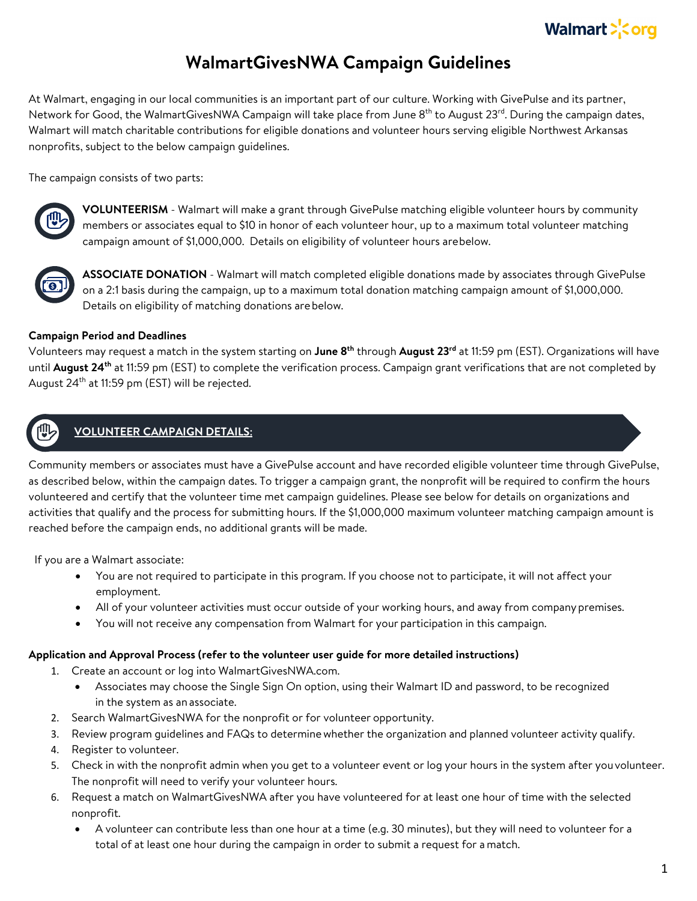# WalmartGivesNWA Campaign Guidelines

At Walmart, engaging in our local communities is an important part of our culture. Working with GivePulse and its partner, Network for Good, the WalmartGivesNWA Campaign will take place from June 8th to August 23rd. During the campaign dates, Walmart will match charitable contributions for eligible donations and volunteer hours serving eligible Northwest Arkansas nonprofits, subject to the below campaign guidelines.

The campaign consists of two parts:

**VOLUNTEERISM** - Walmart will make a grant through GivePulse matching eligible volunteer hours by community members or associates equal to $10 in honor of each volunteer hour, up to a maximum total volunteer matching campaign amount of $1,000,000. Details on eligibility of volunteer hours are below.

**ASSOCIATE DONATION** - Walmart will match completed eligible donations made by associates through GivePulse on a 2:1 basis during the campaign, up to a maximum total donation matching campaign amount of $1,000,000. Details on eligibility of matching donations are below.

**Campaign Period and Deadlines**

Volunteers may request a match in the system starting on **June 8th** through **August 23rd** at 11:59 pm (EST). Organizations will have until **August 24th** at 11:59 pm (EST) to complete the verification process. Campaign grant verifications that are not completed by August 24th at 11:59 pm (EST) will be rejected.

## VOLUNTEER CAMPAIGN DETAILS:

Community members or associates must have a GivePulse account and have recorded eligible volunteer time through GivePulse, as described below, within the campaign dates. To trigger a campaign grant, the nonprofit will be required to confirm the hours volunteered and certify that the volunteer time met campaign guidelines. Please see below for details on organizations and activities that qualify and the process for submitting hours. If the $1,000,000 maximum volunteer matching campaign amount is reached before the campaign ends, no additional grants will be made.

If you are a Walmart associate:

- You are not required to participate in this program. If you choose not to participate, it will not affect your employment.
- All of your volunteer activities must occur outside of your working hours, and away from company premises.
- You will not receive any compensation from Walmart for your participation in this campaign.

**Application and Approval Process (refer to the volunteer user guide for more detailed instructions)**

1. Create an account or log into WalmartGivesNWA.com.
   - Associates may choose the Single Sign On option, using their Walmart ID and password, to be recognized in the system as an associate.
2. Search WalmartGivesNWA for the nonprofit or for volunteer opportunity.
3. Review program guidelines and FAQs to determine whether the organization and planned volunteer activity qualify.
4. Register to volunteer.
5. Check in with the nonprofit admin when you get to a volunteer event or log your hours in the system after you volunteer. The nonprofit will need to verify your volunteer hours.
6. Request a match on WalmartGivesNWA after you have volunteered for at least one hour of time with the selected nonprofit.
   - A volunteer can contribute less than one hour at a time (e.g. 30 minutes), but they will need to volunteer for a total of at least one hour during the campaign in order to submit a request for a match.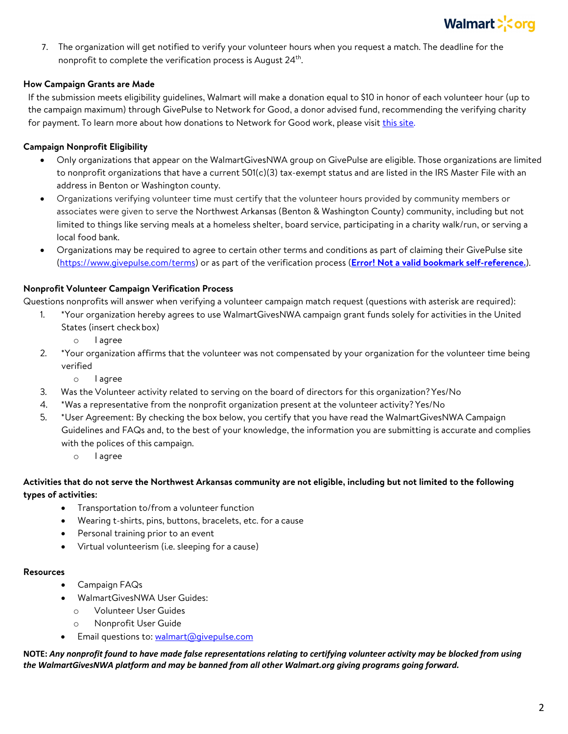7. The organization will get notified to verify your volunteer hours when you request a match. The deadline for the nonprofit to complete the verification process is August 24th.

**How Campaign Grants are Made**

If the submission meets eligibility guidelines, Walmart will make a donation equal to $10 in honor of each volunteer hour (up to the campaign maximum) through GivePulse to Network for Good, a donor advised fund, recommending the verifying charity for payment. To learn more about how donations to Network for Good work, please visit this site.

**Campaign Nonprofit Eligibility**

- Only organizations that appear on the WalmartGivesNWA group on GivePulse are eligible. Those organizations are limited to nonprofit organizations that have a current 501(c)(3) tax-exempt status and are listed in the IRS Master File with an address in Benton or Washington county.
- Organizations verifying volunteer time must certify that the volunteer hours provided by community members or associates were given to serve the Northwest Arkansas (Benton & Washington County) community, including but not limited to things like serving meals at a homeless shelter, board service, participating in a charity walk/run, or serving a local food bank.
- Organizations may be required to agree to certain other terms and conditions as part of claiming their GivePulse site (https://www.givepulse.com/terms) or as part of the verification process (**Error! Not a valid bookmark self-reference.**).

**Nonprofit Volunteer Campaign Verification Process**

Questions nonprofits will answer when verifying a volunteer campaign match request (questions with asterisk are required):

1. *Your organization hereby agrees to use WalmartGivesNWA campaign grant funds solely for activities in the United States (insert check box)
   - I agree
2. *Your organization affirms that the volunteer was not compensated by your organization for the volunteer time being verified
   - I agree
3. Was the Volunteer activity related to serving on the board of directors for this organization? Yes/No
4. *Was a representative from the nonprofit organization present at the volunteer activity? Yes/No
5. *User Agreement: By checking the box below, you certify that you have read the WalmartGivesNWA Campaign Guidelines and FAQs and, to the best of your knowledge, the information you are submitting is accurate and complies with the polices of this campaign.
   - I agree

**Activities that do not serve the Northwest Arkansas community are not eligible, including but not limited to the following types of activities:**

- Transportation to/from a volunteer function
- Wearing t-shirts, pins, buttons, bracelets, etc. for a cause
- Personal training prior to an event
- Virtual volunteerism (i.e. sleeping for a cause)

**Resources**

- Campaign FAQs
- WalmartGivesNWA User Guides:
  - Volunteer User Guides
  - Nonprofit User Guide
- Email questions to: walmart@givepulse.com

**NOTE:** ***Any nonprofit found to have made false representations relating to certifying volunteer activity may be blocked from using the WalmartGivesNWA platform and may be banned from all other Walmart.org giving programs going forward.***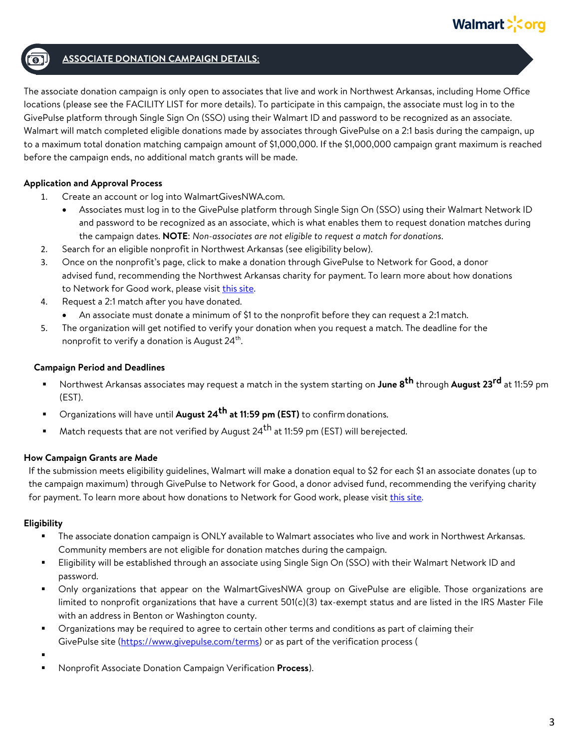## ASSOCIATE DONATION CAMPAIGN DETAILS:

The associate donation campaign is only open to associates that live and work in Northwest Arkansas, including Home Office locations (please see the FACILITY LIST for more details). To participate in this campaign, the associate must log in to the GivePulse platform through Single Sign On (SSO) using their Walmart ID and password to be recognized as an associate. Walmart will match completed eligible donations made by associates through GivePulse on a 2:1 basis during the campaign, up to a maximum total donation matching campaign amount of $1,000,000. If the $1,000,000 campaign grant maximum is reached before the campaign ends, no additional match grants will be made.

### Application and Approval Process

1. Create an account or log into WalmartGivesNWA.com.
   - Associates must log in to the GivePulse platform through Single Sign On (SSO) using their Walmart Network ID and password to be recognized as an associate, which is what enables them to request donation matches during the campaign dates. **NOTE**: *Non-associates are not eligible to request a match for donations.*
2. Search for an eligible nonprofit in Northwest Arkansas (see eligibility below).
3. Once on the nonprofit's page, click to make a donation through GivePulse to Network for Good, a donor advised fund, recommending the Northwest Arkansas charity for payment. To learn more about how donations to Network for Good work, please visit [this site](#).
4. Request a 2:1 match after you have donated.
   - An associate must donate a minimum of $1 to the nonprofit before they can request a 2:1 match.
5. The organization will get notified to verify your donation when you request a match. The deadline for the nonprofit to verify a donation is August 24th.

### Campaign Period and Deadlines

- Northwest Arkansas associates may request a match in the system starting on **June 8th** through **August 23rd** at 11:59 pm (EST).
- Organizations will have until **August 24th at 11:59 pm (EST)** to confirm donations.
- Match requests that are not verified by August 24th at 11:59 pm (EST) will be rejected.

### How Campaign Grants are Made

If the submission meets eligibility guidelines, Walmart will make a donation equal to $2 for each $1 an associate donates (up to the campaign maximum) through GivePulse to Network for Good, a donor advised fund, recommending the verifying charity for payment. To learn more about how donations to Network for Good work, please visit [this site](#).

### Eligibility

- The associate donation campaign is ONLY available to Walmart associates who live and work in Northwest Arkansas. Community members are not eligible for donation matches during the campaign.
- Eligibility will be established through an associate using Single Sign On (SSO) with their Walmart Network ID and password.
- Only organizations that appear on the WalmartGivesNWA group on GivePulse are eligible. Those organizations are limited to nonprofit organizations that have a current 501(c)(3) tax-exempt status and are listed in the IRS Master File with an address in Benton or Washington county.
- Organizations may be required to agree to certain other terms and conditions as part of claiming their GivePulse site (https://www.givepulse.com/terms) or as part of the verification process (
- 
- Nonprofit Associate Donation Campaign Verification **Process**).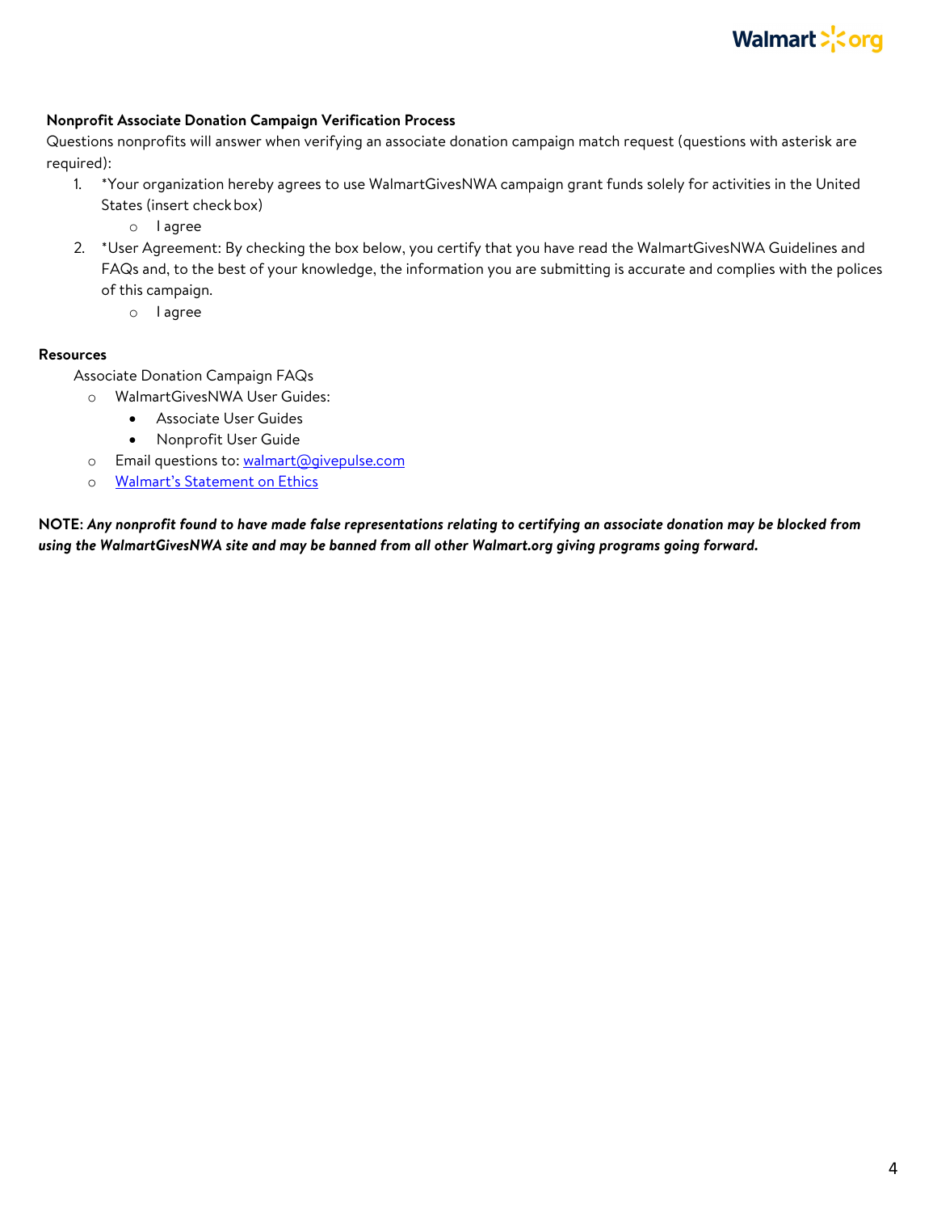**Nonprofit Associate Donation Campaign Verification Process**

Questions nonprofits will answer when verifying an associate donation campaign match request (questions with asterisk are required):

1. *Your organization hereby agrees to use WalmartGivesNWA campaign grant funds solely for activities in the United States (insert check box)
   - I agree
2. *User Agreement: By checking the box below, you certify that you have read the WalmartGivesNWA Guidelines and FAQs and, to the best of your knowledge, the information you are submitting is accurate and complies with the polices of this campaign.
   - I agree

**Resources**

Associate Donation Campaign FAQs

- WalmartGivesNWA User Guides:
  - Associate User Guides
  - Nonprofit User Guide
- Email questions to: walmart@givepulse.com
- Walmart's Statement on Ethics

**NOTE**: ***Any nonprofit found to have made false representations relating to certifying an associate donation may be blocked from using the WalmartGivesNWA site and may be banned from all other Walmart.org giving programs going forward.***